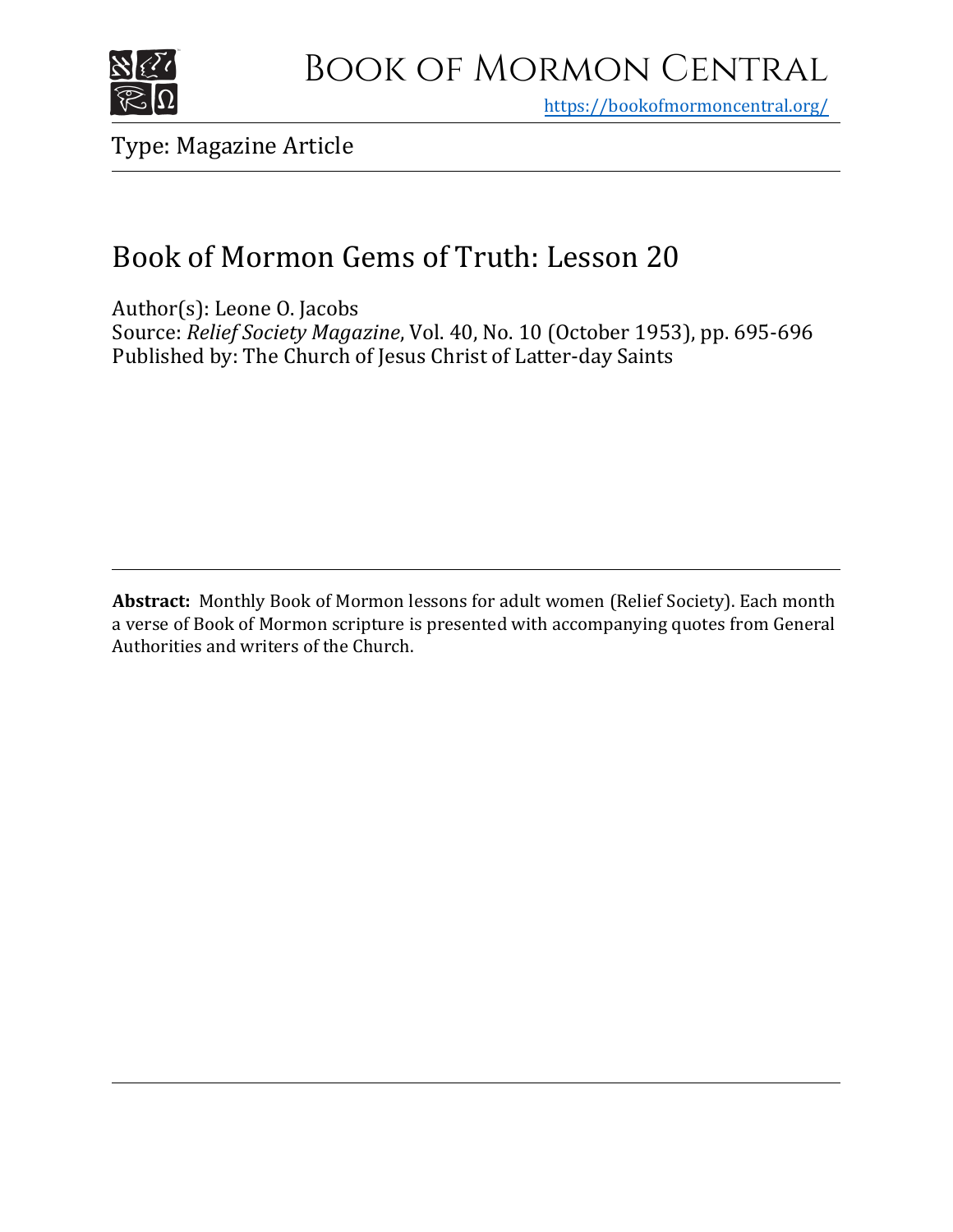# Book of Mormon Central

https://bookofmormoncentral.org/

Type: Magazine Article

## Book of Mormon Gems of Truth: Lesson 20

Author(s): Leone O. Jacobs
Source: *Relief Society Magazine*, Vol. 40, No. 10 (October 1953), pp. 695-696
Published by: The Church of Jesus Christ of Latter-day Saints

**Abstract:** Monthly Book of Mormon lessons for adult women (Relief Society). Each month a verse of Book of Mormon scripture is presented with accompanying quotes from General Authorities and writers of the Church.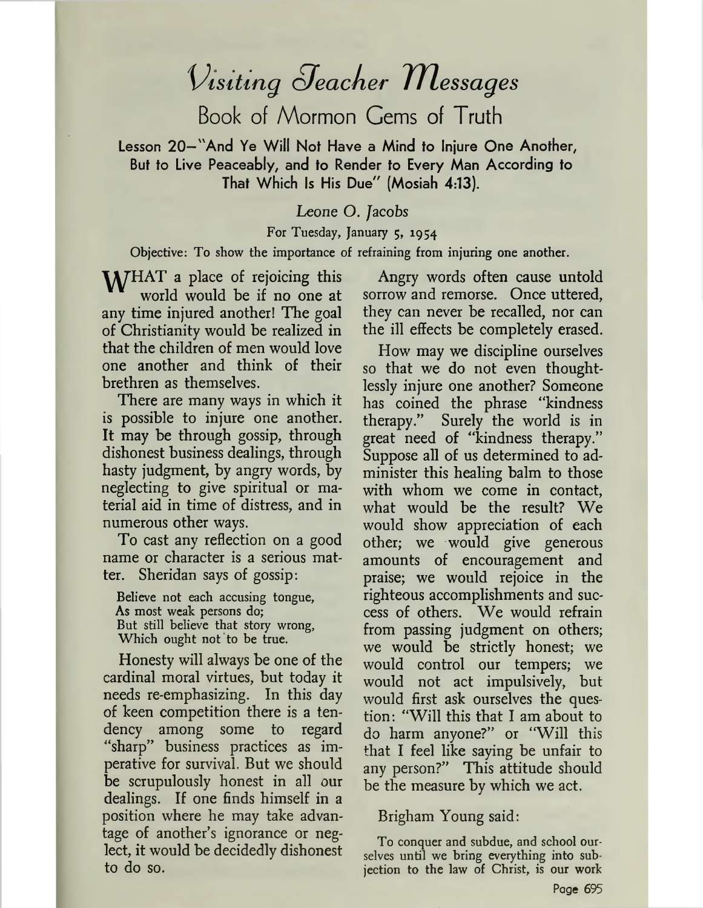# *Visiting Teacher Messages*

## Book of Mormon Gems of Truth

### Lesson 20—"And Ye Will Not Have a Mind to Injure One Another, But to Live Peaceably, and to Render to Every Man According to That Which Is His Due" (Mosiah 4:13).

*Leone O. Jacobs*

For Tuesday, January 5, 1954

Objective: To show the importance of refraining from injuring one another.

WHAT a place of rejoicing this world would be if no one at any time injured another! The goal of Christianity would be realized in that the children of men would love one another and think of their brethren as themselves.

There are many ways in which it is possible to injure one another. It may be through gossip, through dishonest business dealings, through hasty judgment, by angry words, by neglecting to give spiritual or material aid in time of distress, and in numerous other ways.

To cast any reflection on a good name or character is a serious matter. Sheridan says of gossip:

> Believe not each accusing tongue,
> As most weak persons do;
> But still believe that story wrong,
> Which ought not to be true.

Honesty will always be one of the cardinal moral virtues, but today it needs re-emphasizing. In this day of keen competition there is a tendency among some to regard "sharp" business practices as imperative for survival. But we should be scrupulously honest in all our dealings. If one finds himself in a position where he may take advantage of another's ignorance or neglect, it would be decidedly dishonest to do so.

Angry words often cause untold sorrow and remorse. Once uttered, they can never be recalled, nor can the ill effects be completely erased.

How may we discipline ourselves so that we do not even thoughtlessly injure one another? Someone has coined the phrase "kindness therapy." Surely the world is in great need of "kindness therapy." Suppose all of us determined to administer this healing balm to those with whom we come in contact, what would be the result? We would show appreciation of each other; we would give generous amounts of encouragement and praise; we would rejoice in the righteous accomplishments and success of others. We would refrain from passing judgment on others; we would be strictly honest; we would control our tempers; we would not act impulsively, but would first ask ourselves the question: "Will this that I am about to do harm anyone?" or "Will this that I feel like saying be unfair to any person?" This attitude should be the measure by which we act.

Brigham Young said:

> To conquer and subdue, and school ourselves until we bring everything into subjection to the law of Christ, is our work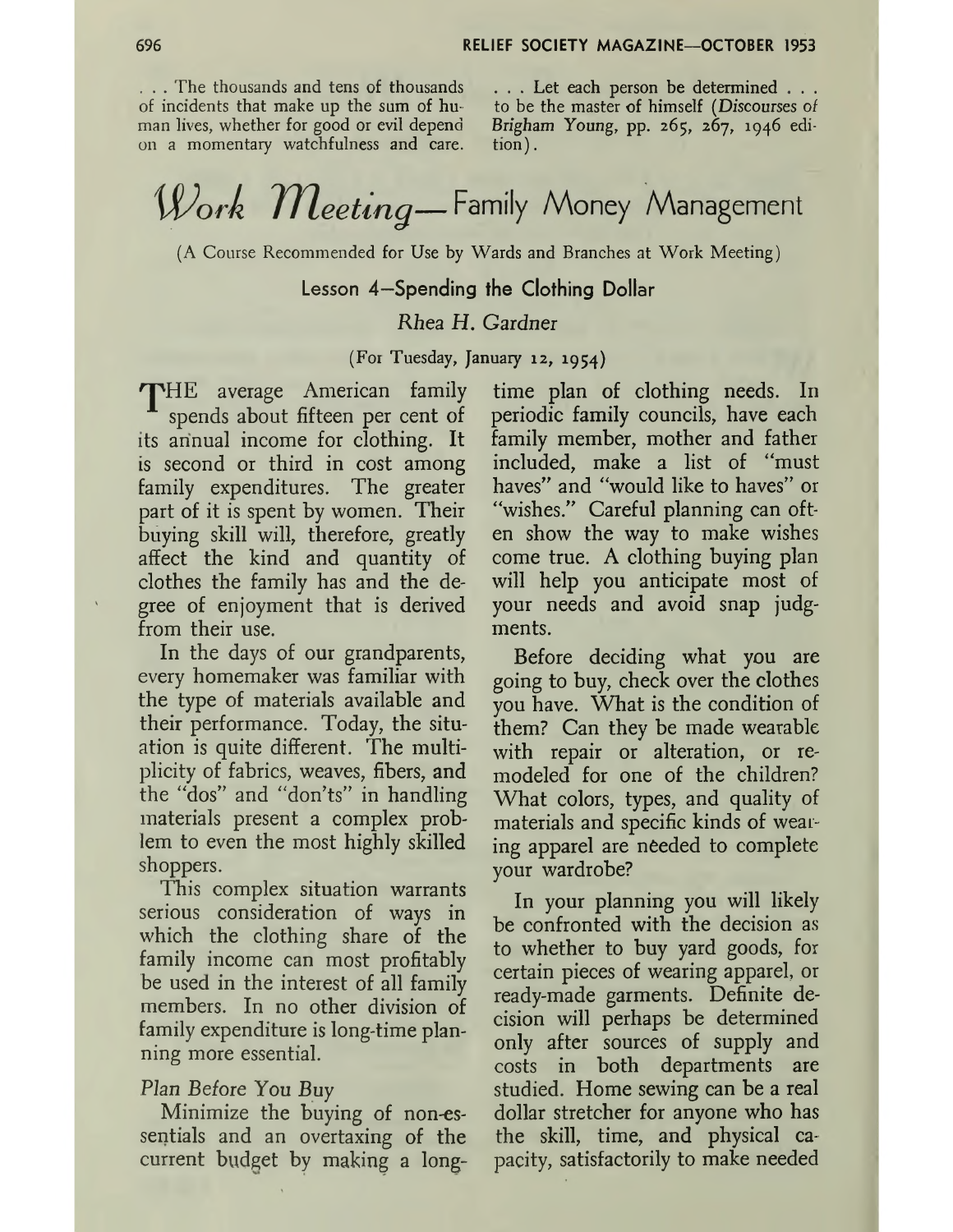. . . The thousands and tens of thousands of incidents that make up the sum of human lives, whether for good or evil depend on a momentary watchfulness and care. . . . Let each person be determined . . . to be the master of himself (*Discourses of Brigham Young*, pp. 265, 267, 1946 edition).

# *Work Meeting*—Family Money Management

(A Course Recommended for Use by Wards and Branches at Work Meeting)

## Lesson 4—Spending the Clothing Dollar

*Rhea H. Gardner*

(For Tuesday, January 12, 1954)

THE average American family spends about fifteen per cent of its annual income for clothing. It is second or third in cost among family expenditures. The greater part of it is spent by women. Their buying skill will, therefore, greatly affect the kind and quantity of clothes the family has and the degree of enjoyment that is derived from their use.

In the days of our grandparents, every homemaker was familiar with the type of materials available and their performance. Today, the situation is quite different. The multiplicity of fabrics, weaves, fibers, and the "dos" and "don'ts" in handling materials present a complex problem to even the most highly skilled shoppers.

This complex situation warrants serious consideration of ways in which the clothing share of the family income can most profitably be used in the interest of all family members. In no other division of family expenditure is long-time planning more essential.

### *Plan Before You Buy*

Minimize the buying of non-essentials and an overtaxing of the current budget by making a long-time plan of clothing needs. In periodic family councils, have each family member, mother and father included, make a list of "must haves" and "would like to haves" or "wishes." Careful planning can often show the way to make wishes come true. A clothing buying plan will help you anticipate most of your needs and avoid snap judgments.

Before deciding what you are going to buy, check over the clothes you have. What is the condition of them? Can they be made wearable with repair or alteration, or remodeled for one of the children? What colors, types, and quality of materials and specific kinds of wearing apparel are needed to complete your wardrobe?

In your planning you will likely be confronted with the decision as to whether to buy yard goods, for certain pieces of wearing apparel, or ready-made garments. Definite decision will perhaps be determined only after sources of supply and costs in both departments are studied. Home sewing can be a real dollar stretcher for anyone who has the skill, time, and physical capacity, satisfactorily to make needed